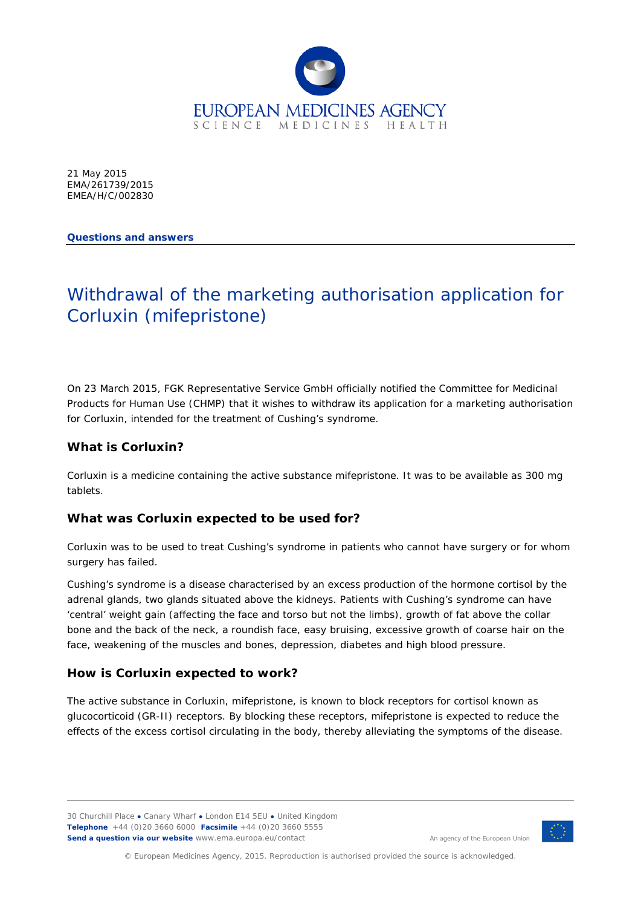21 May 2015
EMA/261739/2015
EMEA/H/C/002830

**Questions and answers**

# Withdrawal of the marketing authorisation application for Corluxin (mifepristone)

On 23 March 2015, FGK Representative Service GmbH officially notified the Committee for Medicinal Products for Human Use (CHMP) that it wishes to withdraw its application for a marketing authorisation for Corluxin, intended for the treatment of Cushing's syndrome.

## What is Corluxin?

Corluxin is a medicine containing the active substance mifepristone. It was to be available as 300 mg tablets.

## What was Corluxin expected to be used for?

Corluxin was to be used to treat Cushing's syndrome in patients who cannot have surgery or for whom surgery has failed.

Cushing's syndrome is a disease characterised by an excess production of the hormone cortisol by the adrenal glands, two glands situated above the kidneys. Patients with Cushing's syndrome can have 'central' weight gain (affecting the face and torso but not the limbs), growth of fat above the collar bone and the back of the neck, a roundish face, easy bruising, excessive growth of coarse hair on the face, weakening of the muscles and bones, depression, diabetes and high blood pressure.

## How is Corluxin expected to work?

The active substance in Corluxin, mifepristone, is known to block receptors for cortisol known as glucocorticoid (GR-II) receptors. By blocking these receptors, mifepristone is expected to reduce the effects of the excess cortisol circulating in the body, thereby alleviating the symptoms of the disease.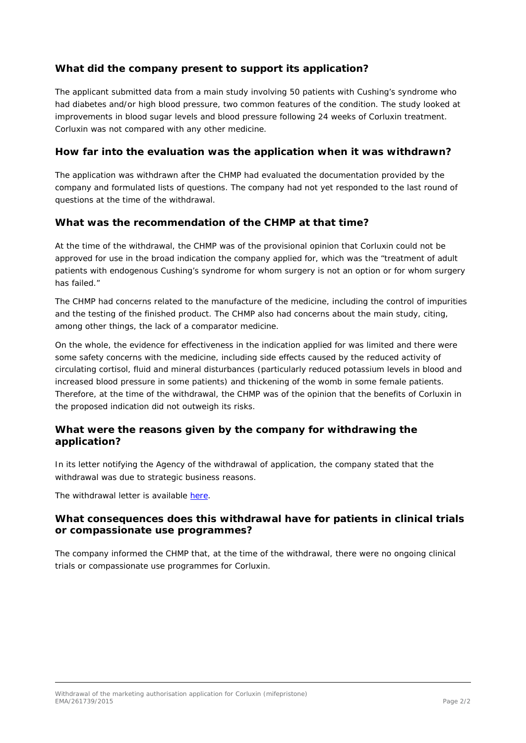### What did the company present to support its application?

The applicant submitted data from a main study involving 50 patients with Cushing's syndrome who had diabetes and/or high blood pressure, two common features of the condition. The study looked at improvements in blood sugar levels and blood pressure following 24 weeks of Corluxin treatment. Corluxin was not compared with any other medicine.

### How far into the evaluation was the application when it was withdrawn?

The application was withdrawn after the CHMP had evaluated the documentation provided by the company and formulated lists of questions. The company had not yet responded to the last round of questions at the time of the withdrawal.

### What was the recommendation of the CHMP at that time?

At the time of the withdrawal, the CHMP was of the provisional opinion that Corluxin could not be approved for use in the broad indication the company applied for, which was the "treatment of adult patients with endogenous Cushing's syndrome for whom surgery is not an option or for whom surgery has failed."

The CHMP had concerns related to the manufacture of the medicine, including the control of impurities and the testing of the finished product. The CHMP also had concerns about the main study, citing, among other things, the lack of a comparator medicine.

On the whole, the evidence for effectiveness in the indication applied for was limited and there were some safety concerns with the medicine, including side effects caused by the reduced activity of circulating cortisol, fluid and mineral disturbances (particularly reduced potassium levels in blood and increased blood pressure in some patients) and thickening of the womb in some female patients. Therefore, at the time of the withdrawal, the CHMP was of the opinion that the benefits of Corluxin in the proposed indication did not outweigh its risks.

### What were the reasons given by the company for withdrawing the application?

In its letter notifying the Agency of the withdrawal of application, the company stated that the withdrawal was due to strategic business reasons.

The withdrawal letter is available here.

### What consequences does this withdrawal have for patients in clinical trials or compassionate use programmes?

The company informed the CHMP that, at the time of the withdrawal, there were no ongoing clinical trials or compassionate use programmes for Corluxin.